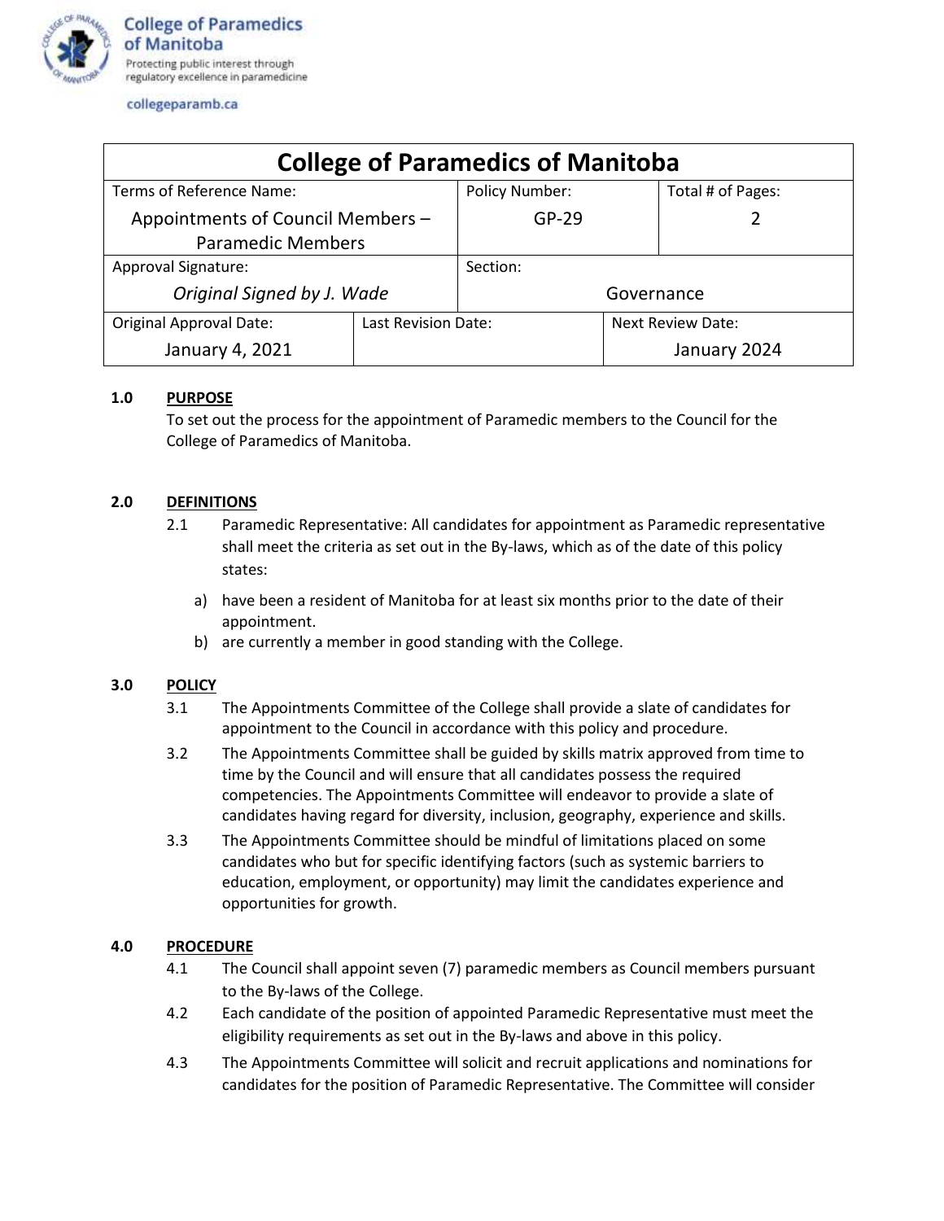College of Paramedics of Manitoba

Protecting public interest through regulatory excellence in paramedicine

collegeparamb.ca

| College of Paramedics of Manitoba | | |
|---|---|---|
| Terms of Reference Name: Appointments of Council Members – Paramedic Members | Policy Number: GP-29 | Total # of Pages: 2 |
| Approval Signature: *Original Signed by J. Wade* | Section: Governance | |
| Original Approval Date: January 4, 2021 | Last Revision Date: | Next Review Date: January 2024 |

## 1.0 PURPOSE

To set out the process for the appointment of Paramedic members to the Council for the College of Paramedics of Manitoba.

## 2.0 DEFINITIONS

2.1 Paramedic Representative: All candidates for appointment as Paramedic representative shall meet the criteria as set out in the By-laws, which as of the date of this policy states:

a) have been a resident of Manitoba for at least six months prior to the date of their appointment.

b) are currently a member in good standing with the College.

## 3.0 POLICY

3.1 The Appointments Committee of the College shall provide a slate of candidates for appointment to the Council in accordance with this policy and procedure.

3.2 The Appointments Committee shall be guided by skills matrix approved from time to time by the Council and will ensure that all candidates possess the required competencies. The Appointments Committee will endeavor to provide a slate of candidates having regard for diversity, inclusion, geography, experience and skills.

3.3 The Appointments Committee should be mindful of limitations placed on some candidates who but for specific identifying factors (such as systemic barriers to education, employment, or opportunity) may limit the candidates experience and opportunities for growth.

## 4.0 PROCEDURE

4.1 The Council shall appoint seven (7) paramedic members as Council members pursuant to the By-laws of the College.

4.2 Each candidate of the position of appointed Paramedic Representative must meet the eligibility requirements as set out in the By-laws and above in this policy.

4.3 The Appointments Committee will solicit and recruit applications and nominations for candidates for the position of Paramedic Representative. The Committee will consider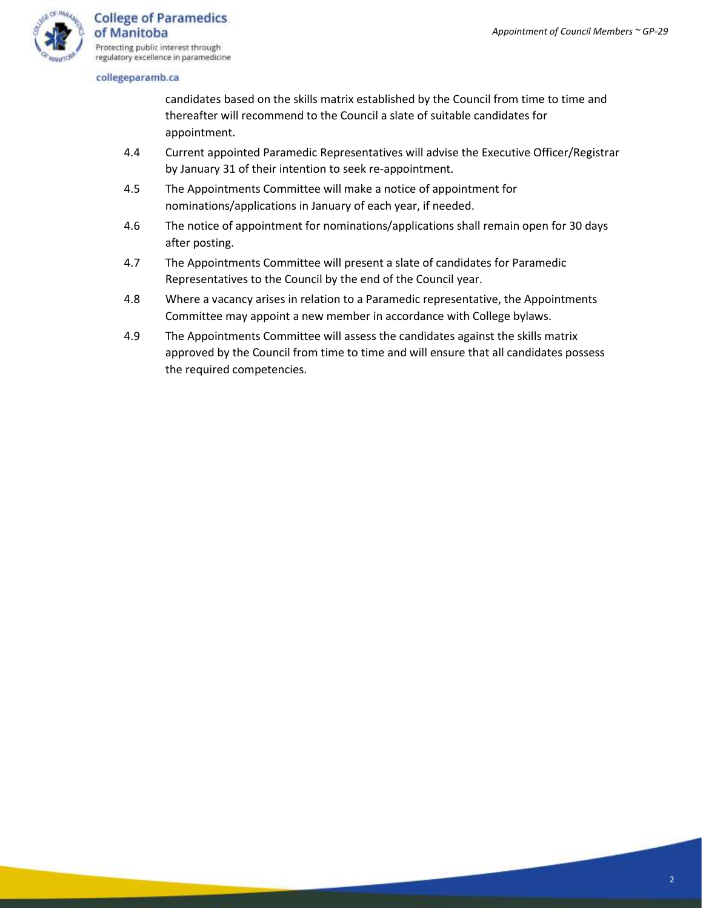candidates based on the skills matrix established by the Council from time to time and thereafter will recommend to the Council a slate of suitable candidates for appointment.

4.4 Current appointed Paramedic Representatives will advise the Executive Officer/Registrar by January 31 of their intention to seek re-appointment.

4.5 The Appointments Committee will make a notice of appointment for nominations/applications in January of each year, if needed.

4.6 The notice of appointment for nominations/applications shall remain open for 30 days after posting.

4.7 The Appointments Committee will present a slate of candidates for Paramedic Representatives to the Council by the end of the Council year.

4.8 Where a vacancy arises in relation to a Paramedic representative, the Appointments Committee may appoint a new member in accordance with College bylaws.

4.9 The Appointments Committee will assess the candidates against the skills matrix approved by the Council from time to time and will ensure that all candidates possess the required competencies.